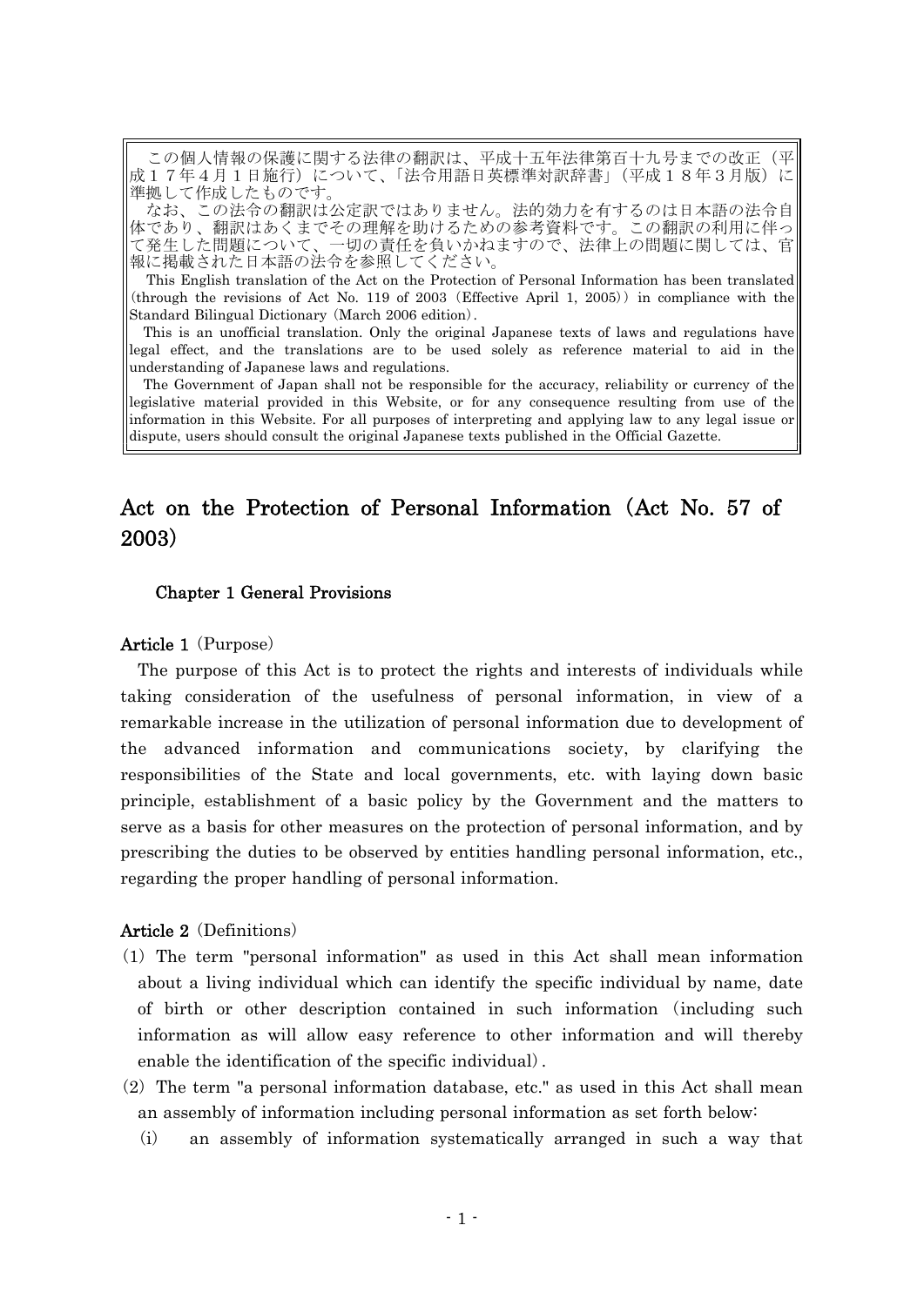この個人情報の保護に関する法律の翻訳は、平成十五年法律第百十九号までの改正（平成１７年４月１日施行）について、「法令用語日英標準対訳辞書」（平成１８年３月版）に準拠して作成したものです。

なお、この法令の翻訳は公定訳ではありません。法的効力を有するのは日本語の法令自体であり、翻訳はあくまでその理解を助けるための参考資料です。この翻訳の利用に伴って発生した問題について、一切の責任を負いかねますので、法律上の問題に関しては、官報に掲載された日本語の法令を参照してください。

This English translation of the Act on the Protection of Personal Information has been translated (through the revisions of Act No. 119 of 2003 (Effective April 1, 2005)) in compliance with the Standard Bilingual Dictionary (March 2006 edition).

This is an unofficial translation. Only the original Japanese texts of laws and regulations have legal effect, and the translations are to be used solely as reference material to aid in the understanding of Japanese laws and regulations.

The Government of Japan shall not be responsible for the accuracy, reliability or currency of the legislative material provided in this Website, or for any consequence resulting from use of the information in this Website. For all purposes of interpreting and applying law to any legal issue or dispute, users should consult the original Japanese texts published in the Official Gazette.

# Act on the Protection of Personal Information (Act No. 57 of 2003)

## Chapter 1 General Provisions

**Article 1** (Purpose)

The purpose of this Act is to protect the rights and interests of individuals while taking consideration of the usefulness of personal information, in view of a remarkable increase in the utilization of personal information due to development of the advanced information and communications society, by clarifying the responsibilities of the State and local governments, etc. with laying down basic principle, establishment of a basic policy by the Government and the matters to serve as a basis for other measures on the protection of personal information, and by prescribing the duties to be observed by entities handling personal information, etc., regarding the proper handling of personal information.

**Article 2** (Definitions)

(1) The term "personal information" as used in this Act shall mean information about a living individual which can identify the specific individual by name, date of birth or other description contained in such information (including such information as will allow easy reference to other information and will thereby enable the identification of the specific individual).

(2) The term "a personal information database, etc." as used in this Act shall mean an assembly of information including personal information as set forth below:

(i) an assembly of information systematically arranged in such a way that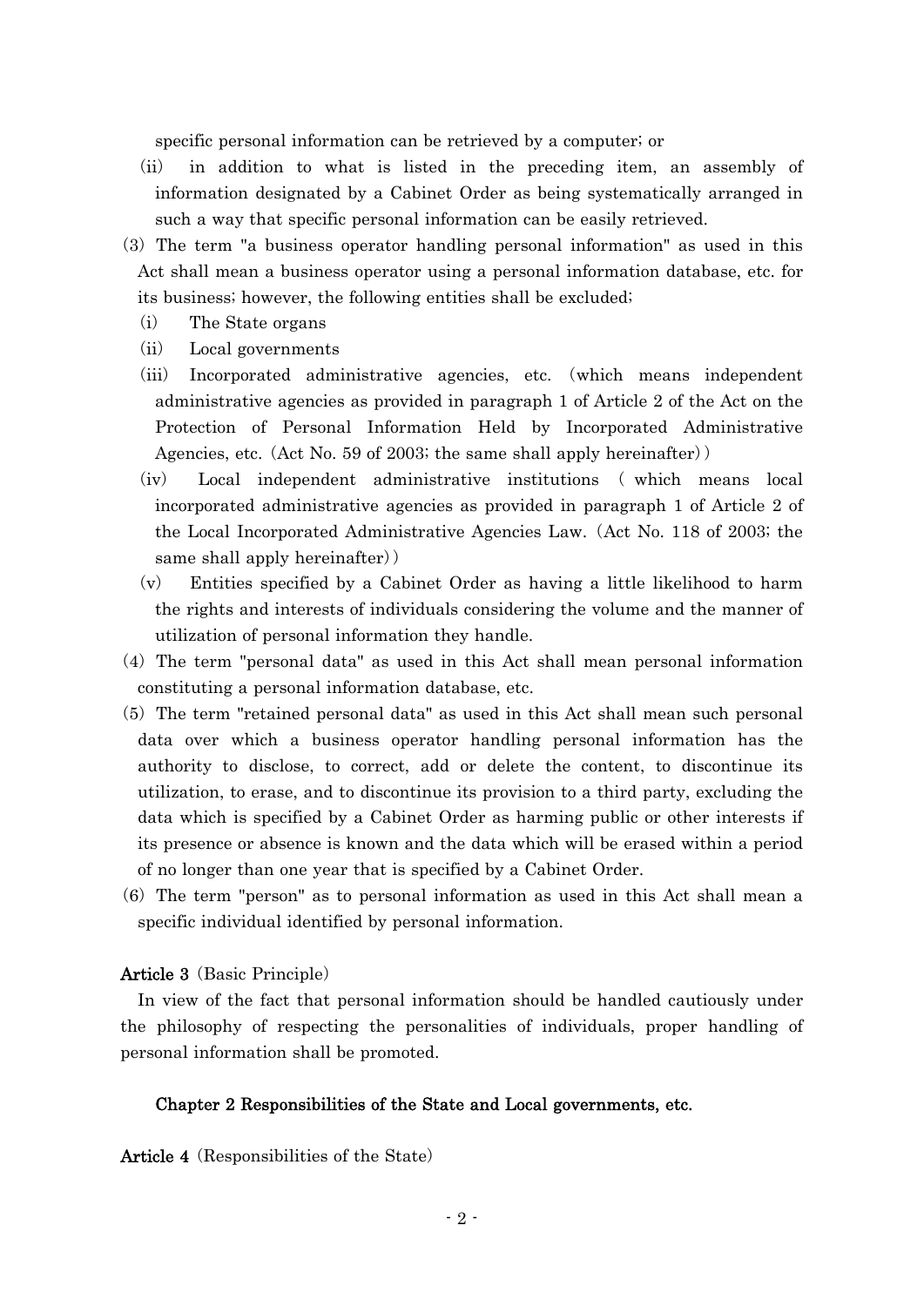specific personal information can be retrieved by a computer; or

(ii) in addition to what is listed in the preceding item, an assembly of information designated by a Cabinet Order as being systematically arranged in such a way that specific personal information can be easily retrieved.

(3) The term "a business operator handling personal information" as used in this Act shall mean a business operator using a personal information database, etc. for its business; however, the following entities shall be excluded;

(i) The State organs

(ii) Local governments

(iii) Incorporated administrative agencies, etc. (which means independent administrative agencies as provided in paragraph 1 of Article 2 of the Act on the Protection of Personal Information Held by Incorporated Administrative Agencies, etc. (Act No. 59 of 2003; the same shall apply hereinafter))

(iv) Local independent administrative institutions ( which means local incorporated administrative agencies as provided in paragraph 1 of Article 2 of the Local Incorporated Administrative Agencies Law. (Act No. 118 of 2003; the same shall apply hereinafter))

(v) Entities specified by a Cabinet Order as having a little likelihood to harm the rights and interests of individuals considering the volume and the manner of utilization of personal information they handle.

(4) The term "personal data" as used in this Act shall mean personal information constituting a personal information database, etc.

(5) The term "retained personal data" as used in this Act shall mean such personal data over which a business operator handling personal information has the authority to disclose, to correct, add or delete the content, to discontinue its utilization, to erase, and to discontinue its provision to a third party, excluding the data which is specified by a Cabinet Order as harming public or other interests if its presence or absence is known and the data which will be erased within a period of no longer than one year that is specified by a Cabinet Order.

(6) The term "person" as to personal information as used in this Act shall mean a specific individual identified by personal information.

**Article 3** (Basic Principle)

In view of the fact that personal information should be handled cautiously under the philosophy of respecting the personalities of individuals, proper handling of personal information shall be promoted.

## Chapter 2 Responsibilities of the State and Local governments, etc.

**Article 4** (Responsibilities of the State)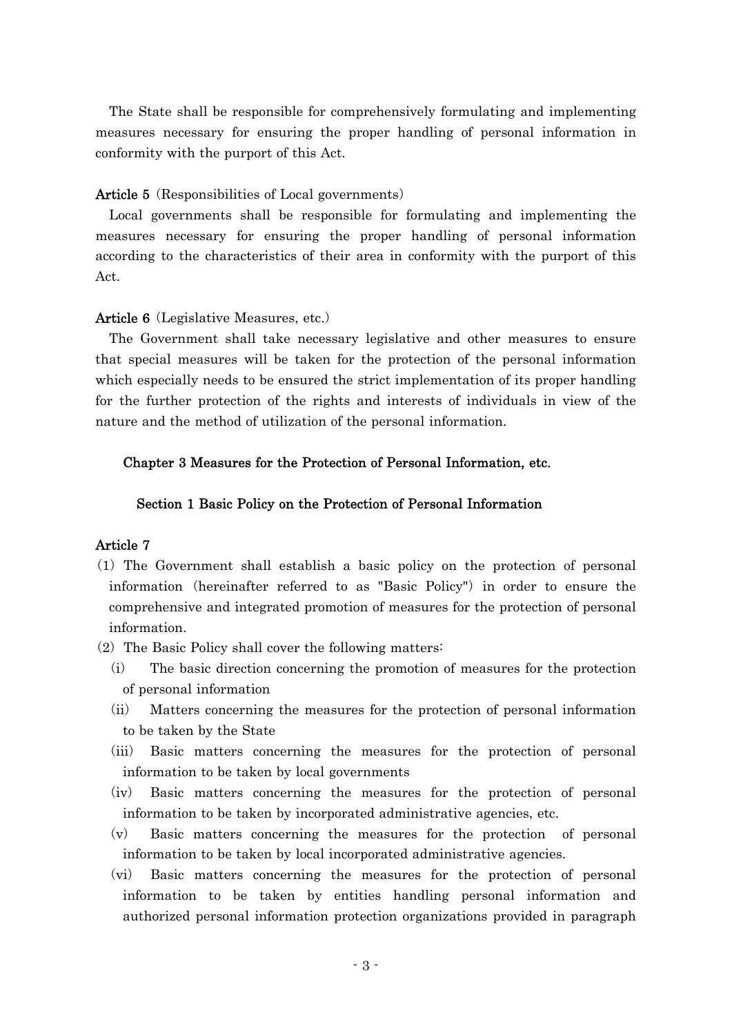The State shall be responsible for comprehensively formulating and implementing measures necessary for ensuring the proper handling of personal information in conformity with the purport of this Act.

**Article 5** (Responsibilities of Local governments)

Local governments shall be responsible for formulating and implementing the measures necessary for ensuring the proper handling of personal information according to the characteristics of their area in conformity with the purport of this Act.

**Article 6** (Legislative Measures, etc.)

The Government shall take necessary legislative and other measures to ensure that special measures will be taken for the protection of the personal information which especially needs to be ensured the strict implementation of its proper handling for the further protection of the rights and interests of individuals in view of the nature and the method of utilization of the personal information.

## Chapter 3 Measures for the Protection of Personal Information, etc.

### Section 1 Basic Policy on the Protection of Personal Information

**Article 7**

(1) The Government shall establish a basic policy on the protection of personal information (hereinafter referred to as "Basic Policy") in order to ensure the comprehensive and integrated promotion of measures for the protection of personal information.

(2) The Basic Policy shall cover the following matters:

- (i) The basic direction concerning the promotion of measures for the protection of personal information
- (ii) Matters concerning the measures for the protection of personal information to be taken by the State
- (iii) Basic matters concerning the measures for the protection of personal information to be taken by local governments
- (iv) Basic matters concerning the measures for the protection of personal information to be taken by incorporated administrative agencies, etc.
- (v) Basic matters concerning the measures for the protection of personal information to be taken by local incorporated administrative agencies.
- (vi) Basic matters concerning the measures for the protection of personal information to be taken by entities handling personal information and authorized personal information protection organizations provided in paragraph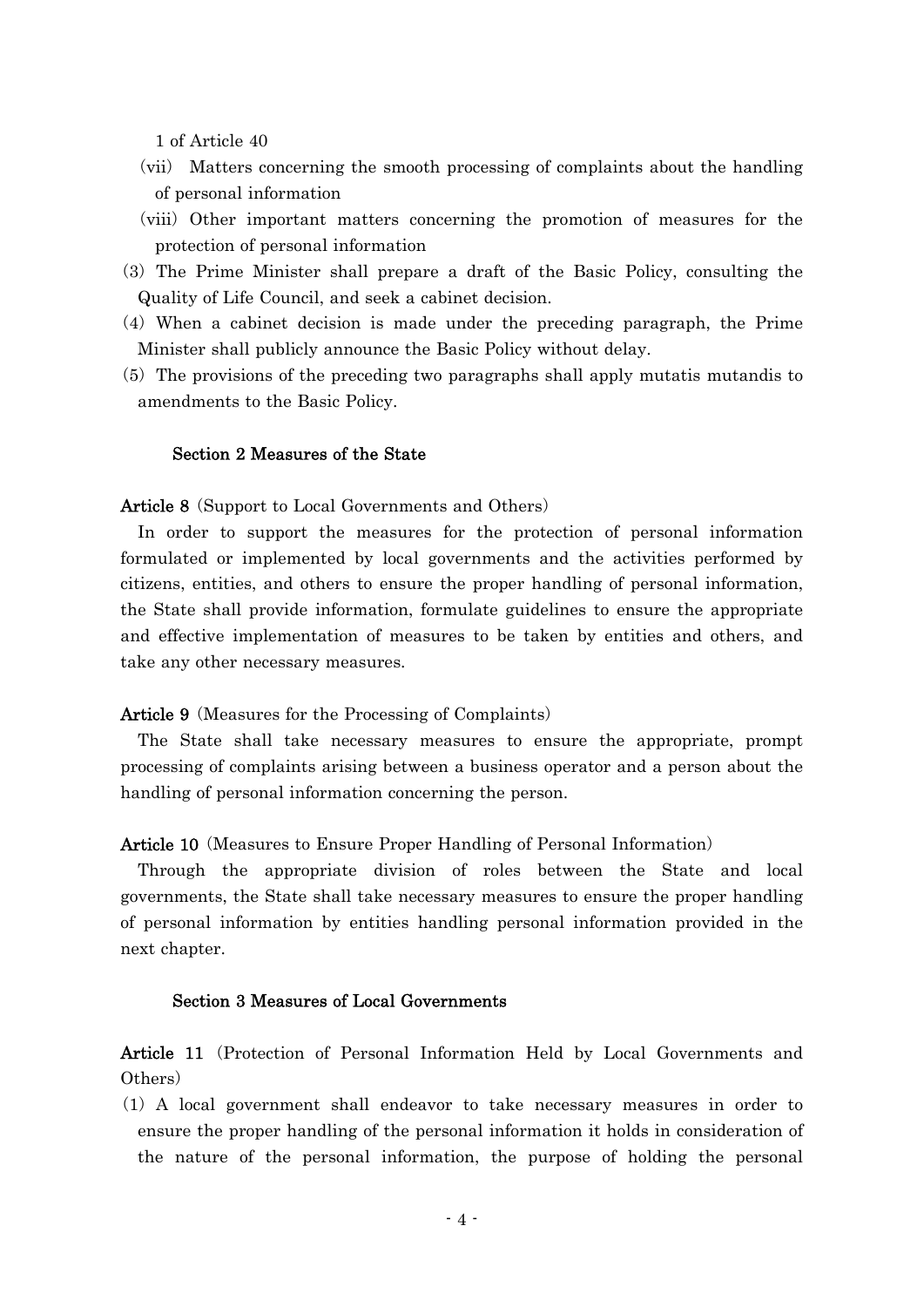1 of Article 40

(vii) Matters concerning the smooth processing of complaints about the handling of personal information

(viii) Other important matters concerning the promotion of measures for the protection of personal information

(3) The Prime Minister shall prepare a draft of the Basic Policy, consulting the Quality of Life Council, and seek a cabinet decision.

(4) When a cabinet decision is made under the preceding paragraph, the Prime Minister shall publicly announce the Basic Policy without delay.

(5) The provisions of the preceding two paragraphs shall apply mutatis mutandis to amendments to the Basic Policy.

### Section 2 Measures of the State

**Article 8** (Support to Local Governments and Others)

In order to support the measures for the protection of personal information formulated or implemented by local governments and the activities performed by citizens, entities, and others to ensure the proper handling of personal information, the State shall provide information, formulate guidelines to ensure the appropriate and effective implementation of measures to be taken by entities and others, and take any other necessary measures.

**Article 9** (Measures for the Processing of Complaints)

The State shall take necessary measures to ensure the appropriate, prompt processing of complaints arising between a business operator and a person about the handling of personal information concerning the person.

**Article 10** (Measures to Ensure Proper Handling of Personal Information)

Through the appropriate division of roles between the State and local governments, the State shall take necessary measures to ensure the proper handling of personal information by entities handling personal information provided in the next chapter.

### Section 3 Measures of Local Governments

**Article 11** (Protection of Personal Information Held by Local Governments and Others)

(1) A local government shall endeavor to take necessary measures in order to ensure the proper handling of the personal information it holds in consideration of the nature of the personal information, the purpose of holding the personal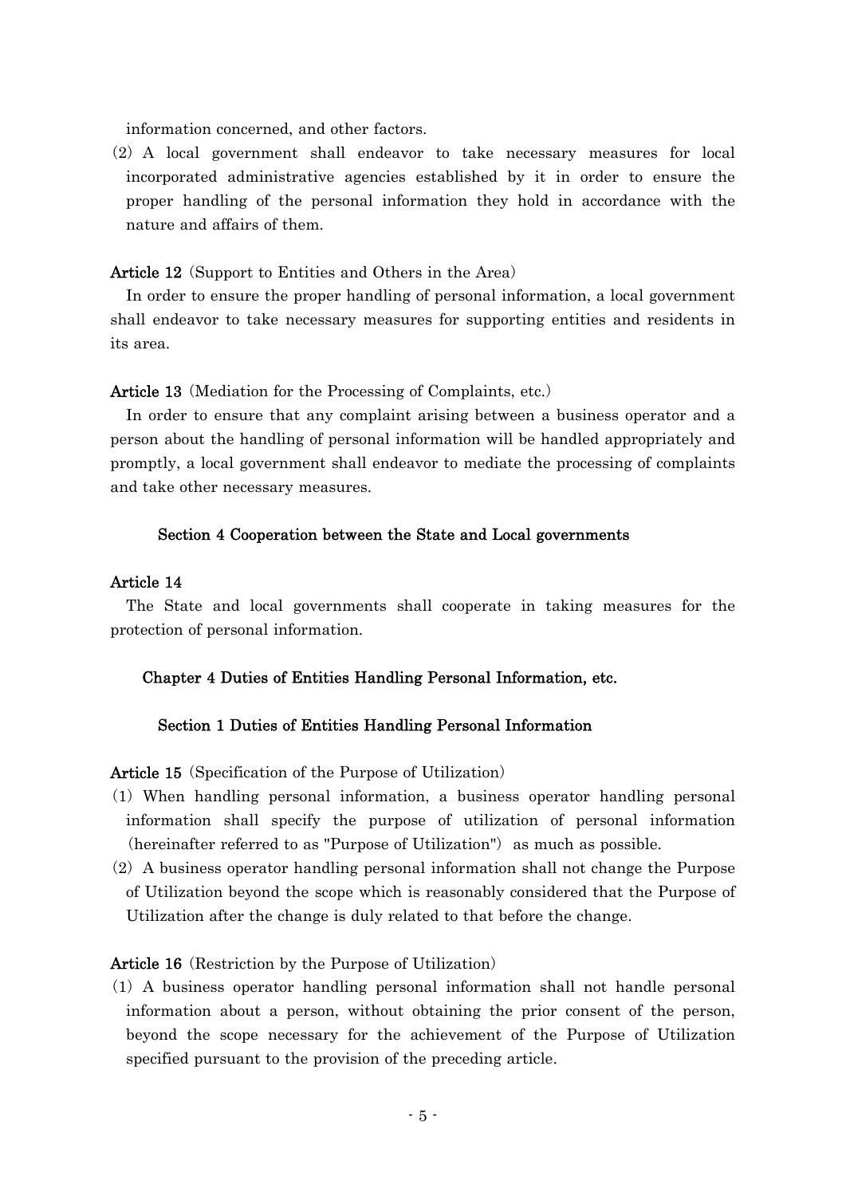information concerned, and other factors.

(2) A local government shall endeavor to take necessary measures for local incorporated administrative agencies established by it in order to ensure the proper handling of the personal information they hold in accordance with the nature and affairs of them.

**Article 12** (Support to Entities and Others in the Area)

In order to ensure the proper handling of personal information, a local government shall endeavor to take necessary measures for supporting entities and residents in its area.

**Article 13** (Mediation for the Processing of Complaints, etc.)

In order to ensure that any complaint arising between a business operator and a person about the handling of personal information will be handled appropriately and promptly, a local government shall endeavor to mediate the processing of complaints and take other necessary measures.

### Section 4 Cooperation between the State and Local governments

**Article 14**

The State and local governments shall cooperate in taking measures for the protection of personal information.

## Chapter 4 Duties of Entities Handling Personal Information, etc.

### Section 1 Duties of Entities Handling Personal Information

**Article 15** (Specification of the Purpose of Utilization)

(1) When handling personal information, a business operator handling personal information shall specify the purpose of utilization of personal information (hereinafter referred to as "Purpose of Utilization") as much as possible.

(2) A business operator handling personal information shall not change the Purpose of Utilization beyond the scope which is reasonably considered that the Purpose of Utilization after the change is duly related to that before the change.

**Article 16** (Restriction by the Purpose of Utilization)

(1) A business operator handling personal information shall not handle personal information about a person, without obtaining the prior consent of the person, beyond the scope necessary for the achievement of the Purpose of Utilization specified pursuant to the provision of the preceding article.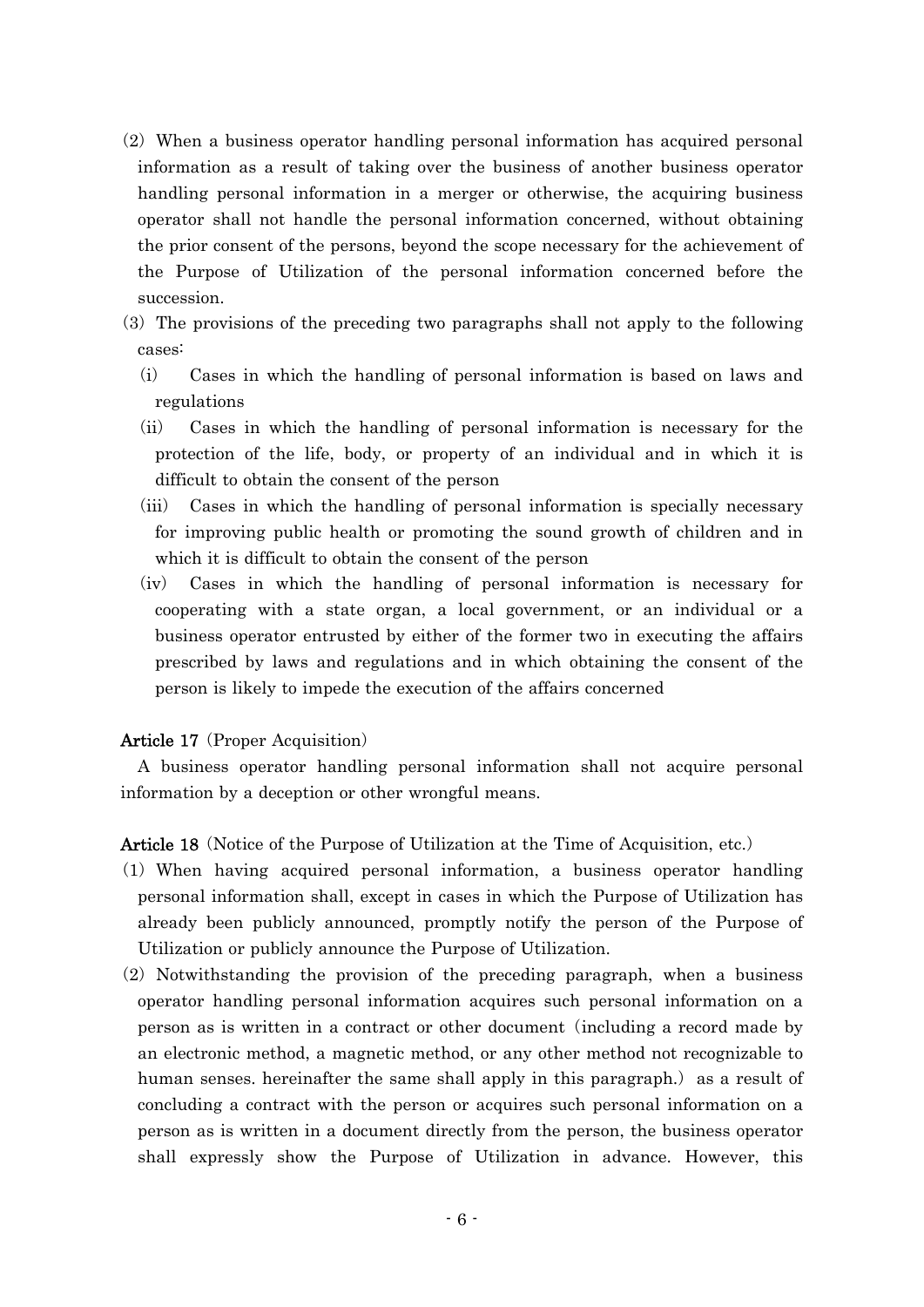(2) When a business operator handling personal information has acquired personal information as a result of taking over the business of another business operator handling personal information in a merger or otherwise, the acquiring business operator shall not handle the personal information concerned, without obtaining the prior consent of the persons, beyond the scope necessary for the achievement of the Purpose of Utilization of the personal information concerned before the succession.

(3) The provisions of the preceding two paragraphs shall not apply to the following cases:

(i) Cases in which the handling of personal information is based on laws and regulations

(ii) Cases in which the handling of personal information is necessary for the protection of the life, body, or property of an individual and in which it is difficult to obtain the consent of the person

(iii) Cases in which the handling of personal information is specially necessary for improving public health or promoting the sound growth of children and in which it is difficult to obtain the consent of the person

(iv) Cases in which the handling of personal information is necessary for cooperating with a state organ, a local government, or an individual or a business operator entrusted by either of the former two in executing the affairs prescribed by laws and regulations and in which obtaining the consent of the person is likely to impede the execution of the affairs concerned

**Article 17** (Proper Acquisition)

A business operator handling personal information shall not acquire personal information by a deception or other wrongful means.

**Article 18** (Notice of the Purpose of Utilization at the Time of Acquisition, etc.)

(1) When having acquired personal information, a business operator handling personal information shall, except in cases in which the Purpose of Utilization has already been publicly announced, promptly notify the person of the Purpose of Utilization or publicly announce the Purpose of Utilization.

(2) Notwithstanding the provision of the preceding paragraph, when a business operator handling personal information acquires such personal information on a person as is written in a contract or other document (including a record made by an electronic method, a magnetic method, or any other method not recognizable to human senses. hereinafter the same shall apply in this paragraph.) as a result of concluding a contract with the person or acquires such personal information on a person as is written in a document directly from the person, the business operator shall expressly show the Purpose of Utilization in advance. However, this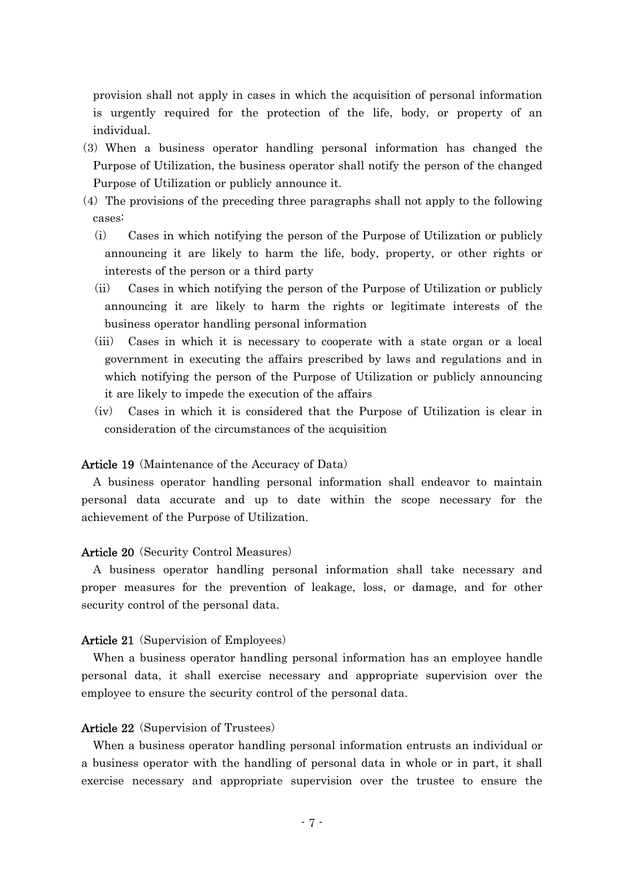provision shall not apply in cases in which the acquisition of personal information is urgently required for the protection of the life, body, or property of an individual.

(3) When a business operator handling personal information has changed the Purpose of Utilization, the business operator shall notify the person of the changed Purpose of Utilization or publicly announce it.

(4) The provisions of the preceding three paragraphs shall not apply to the following cases:

(i) Cases in which notifying the person of the Purpose of Utilization or publicly announcing it are likely to harm the life, body, property, or other rights or interests of the person or a third party

(ii) Cases in which notifying the person of the Purpose of Utilization or publicly announcing it are likely to harm the rights or legitimate interests of the business operator handling personal information

(iii) Cases in which it is necessary to cooperate with a state organ or a local government in executing the affairs prescribed by laws and regulations and in which notifying the person of the Purpose of Utilization or publicly announcing it are likely to impede the execution of the affairs

(iv) Cases in which it is considered that the Purpose of Utilization is clear in consideration of the circumstances of the acquisition

**Article 19** (Maintenance of the Accuracy of Data)

A business operator handling personal information shall endeavor to maintain personal data accurate and up to date within the scope necessary for the achievement of the Purpose of Utilization.

**Article 20** (Security Control Measures)

A business operator handling personal information shall take necessary and proper measures for the prevention of leakage, loss, or damage, and for other security control of the personal data.

**Article 21** (Supervision of Employees)

When a business operator handling personal information has an employee handle personal data, it shall exercise necessary and appropriate supervision over the employee to ensure the security control of the personal data.

**Article 22** (Supervision of Trustees)

When a business operator handling personal information entrusts an individual or a business operator with the handling of personal data in whole or in part, it shall exercise necessary and appropriate supervision over the trustee to ensure the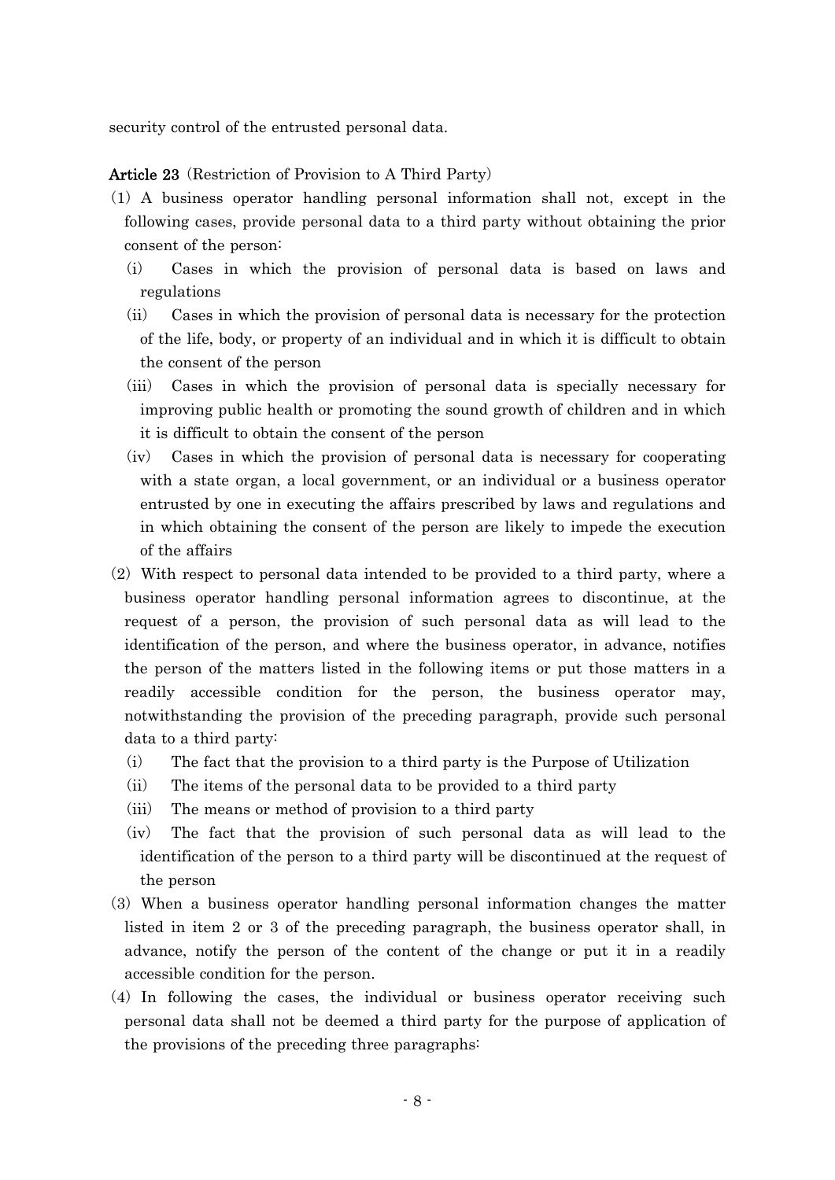security control of the entrusted personal data.

**Article 23** (Restriction of Provision to A Third Party)

(1) A business operator handling personal information shall not, except in the following cases, provide personal data to a third party without obtaining the prior consent of the person:

(i) Cases in which the provision of personal data is based on laws and regulations

(ii) Cases in which the provision of personal data is necessary for the protection of the life, body, or property of an individual and in which it is difficult to obtain the consent of the person

(iii) Cases in which the provision of personal data is specially necessary for improving public health or promoting the sound growth of children and in which it is difficult to obtain the consent of the person

(iv) Cases in which the provision of personal data is necessary for cooperating with a state organ, a local government, or an individual or a business operator entrusted by one in executing the affairs prescribed by laws and regulations and in which obtaining the consent of the person are likely to impede the execution of the affairs

(2) With respect to personal data intended to be provided to a third party, where a business operator handling personal information agrees to discontinue, at the request of a person, the provision of such personal data as will lead to the identification of the person, and where the business operator, in advance, notifies the person of the matters listed in the following items or put those matters in a readily accessible condition for the person, the business operator may, notwithstanding the provision of the preceding paragraph, provide such personal data to a third party:

(i) The fact that the provision to a third party is the Purpose of Utilization

(ii) The items of the personal data to be provided to a third party

(iii) The means or method of provision to a third party

(iv) The fact that the provision of such personal data as will lead to the identification of the person to a third party will be discontinued at the request of the person

(3) When a business operator handling personal information changes the matter listed in item 2 or 3 of the preceding paragraph, the business operator shall, in advance, notify the person of the content of the change or put it in a readily accessible condition for the person.

(4) In following the cases, the individual or business operator receiving such personal data shall not be deemed a third party for the purpose of application of the provisions of the preceding three paragraphs: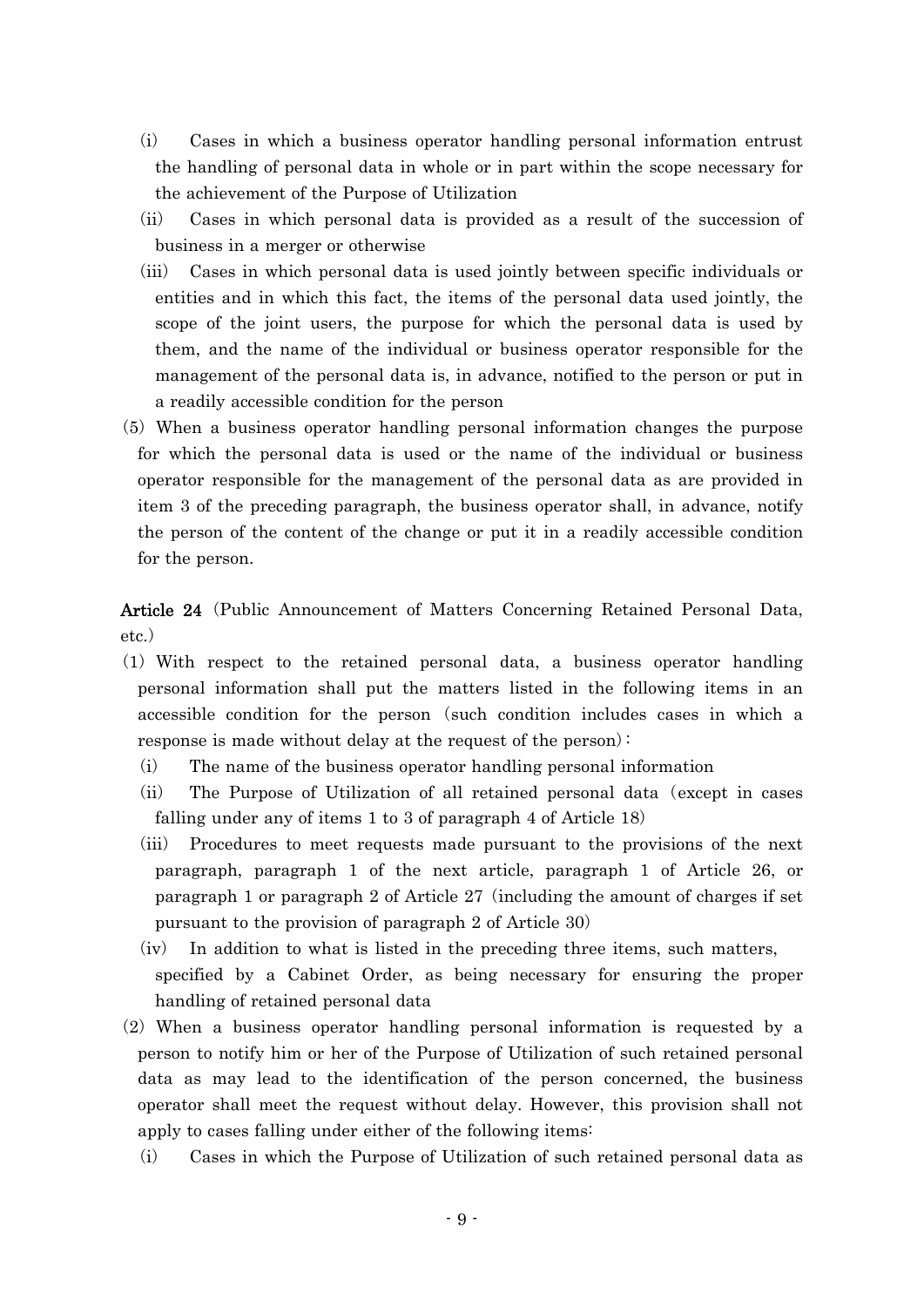(i) Cases in which a business operator handling personal information entrust the handling of personal data in whole or in part within the scope necessary for the achievement of the Purpose of Utilization

(ii) Cases in which personal data is provided as a result of the succession of business in a merger or otherwise

(iii) Cases in which personal data is used jointly between specific individuals or entities and in which this fact, the items of the personal data used jointly, the scope of the joint users, the purpose for which the personal data is used by them, and the name of the individual or business operator responsible for the management of the personal data is, in advance, notified to the person or put in a readily accessible condition for the person

(5) When a business operator handling personal information changes the purpose for which the personal data is used or the name of the individual or business operator responsible for the management of the personal data as are provided in item 3 of the preceding paragraph, the business operator shall, in advance, notify the person of the content of the change or put it in a readily accessible condition for the person.

**Article 24** (Public Announcement of Matters Concerning Retained Personal Data, etc.)

(1) With respect to the retained personal data, a business operator handling personal information shall put the matters listed in the following items in an accessible condition for the person (such condition includes cases in which a response is made without delay at the request of the person):

(i) The name of the business operator handling personal information

(ii) The Purpose of Utilization of all retained personal data (except in cases falling under any of items 1 to 3 of paragraph 4 of Article 18)

(iii) Procedures to meet requests made pursuant to the provisions of the next paragraph, paragraph 1 of the next article, paragraph 1 of Article 26, or paragraph 1 or paragraph 2 of Article 27 (including the amount of charges if set pursuant to the provision of paragraph 2 of Article 30)

(iv) In addition to what is listed in the preceding three items, such matters, specified by a Cabinet Order, as being necessary for ensuring the proper handling of retained personal data

(2) When a business operator handling personal information is requested by a person to notify him or her of the Purpose of Utilization of such retained personal data as may lead to the identification of the person concerned, the business operator shall meet the request without delay. However, this provision shall not apply to cases falling under either of the following items:

(i) Cases in which the Purpose of Utilization of such retained personal data as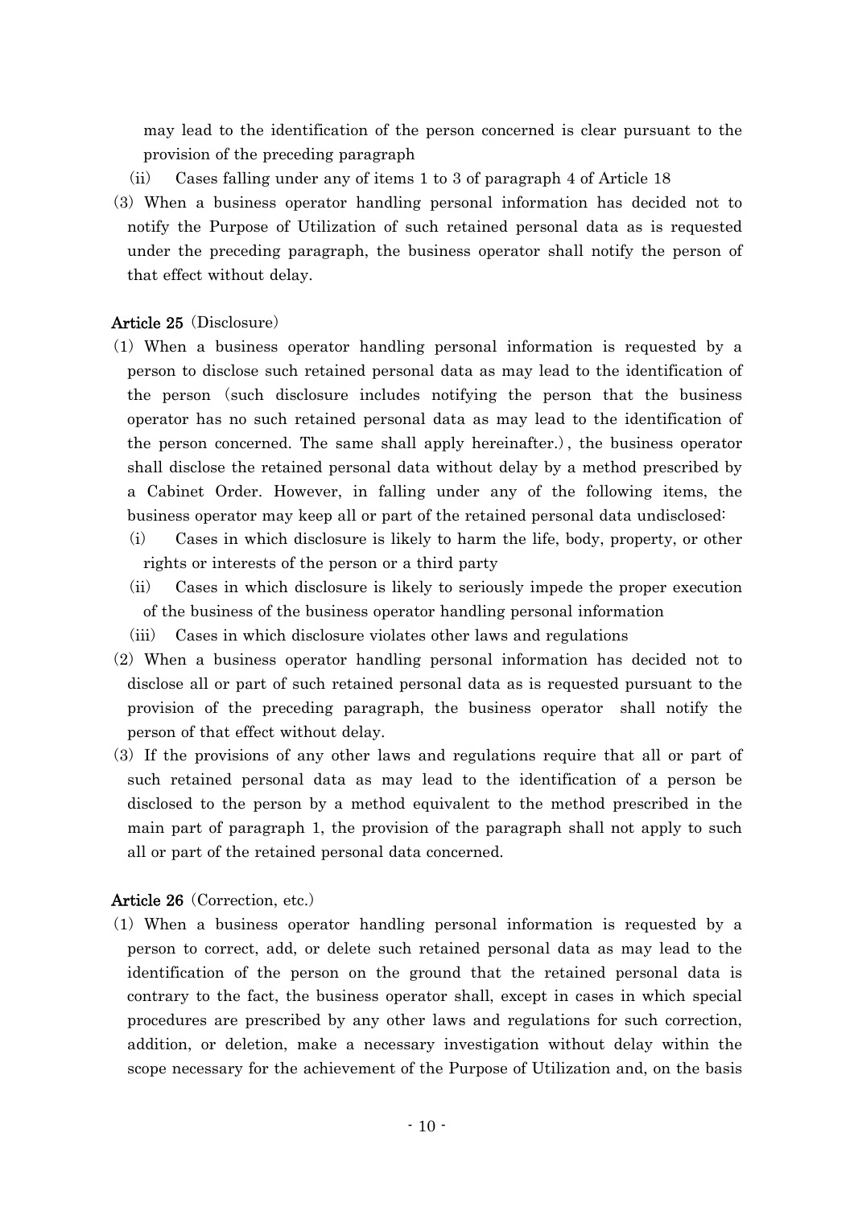may lead to the identification of the person concerned is clear pursuant to the provision of the preceding paragraph

(ii) Cases falling under any of items 1 to 3 of paragraph 4 of Article 18

(3) When a business operator handling personal information has decided not to notify the Purpose of Utilization of such retained personal data as is requested under the preceding paragraph, the business operator shall notify the person of that effect without delay.

**Article 25** (Disclosure)

(1) When a business operator handling personal information is requested by a person to disclose such retained personal data as may lead to the identification of the person (such disclosure includes notifying the person that the business operator has no such retained personal data as may lead to the identification of the person concerned. The same shall apply hereinafter.), the business operator shall disclose the retained personal data without delay by a method prescribed by a Cabinet Order. However, in falling under any of the following items, the business operator may keep all or part of the retained personal data undisclosed:

(i) Cases in which disclosure is likely to harm the life, body, property, or other rights or interests of the person or a third party

(ii) Cases in which disclosure is likely to seriously impede the proper execution of the business of the business operator handling personal information

(iii) Cases in which disclosure violates other laws and regulations

(2) When a business operator handling personal information has decided not to disclose all or part of such retained personal data as is requested pursuant to the provision of the preceding paragraph, the business operator shall notify the person of that effect without delay.

(3) If the provisions of any other laws and regulations require that all or part of such retained personal data as may lead to the identification of a person be disclosed to the person by a method equivalent to the method prescribed in the main part of paragraph 1, the provision of the paragraph shall not apply to such all or part of the retained personal data concerned.

**Article 26** (Correction, etc.)

(1) When a business operator handling personal information is requested by a person to correct, add, or delete such retained personal data as may lead to the identification of the person on the ground that the retained personal data is contrary to the fact, the business operator shall, except in cases in which special procedures are prescribed by any other laws and regulations for such correction, addition, or deletion, make a necessary investigation without delay within the scope necessary for the achievement of the Purpose of Utilization and, on the basis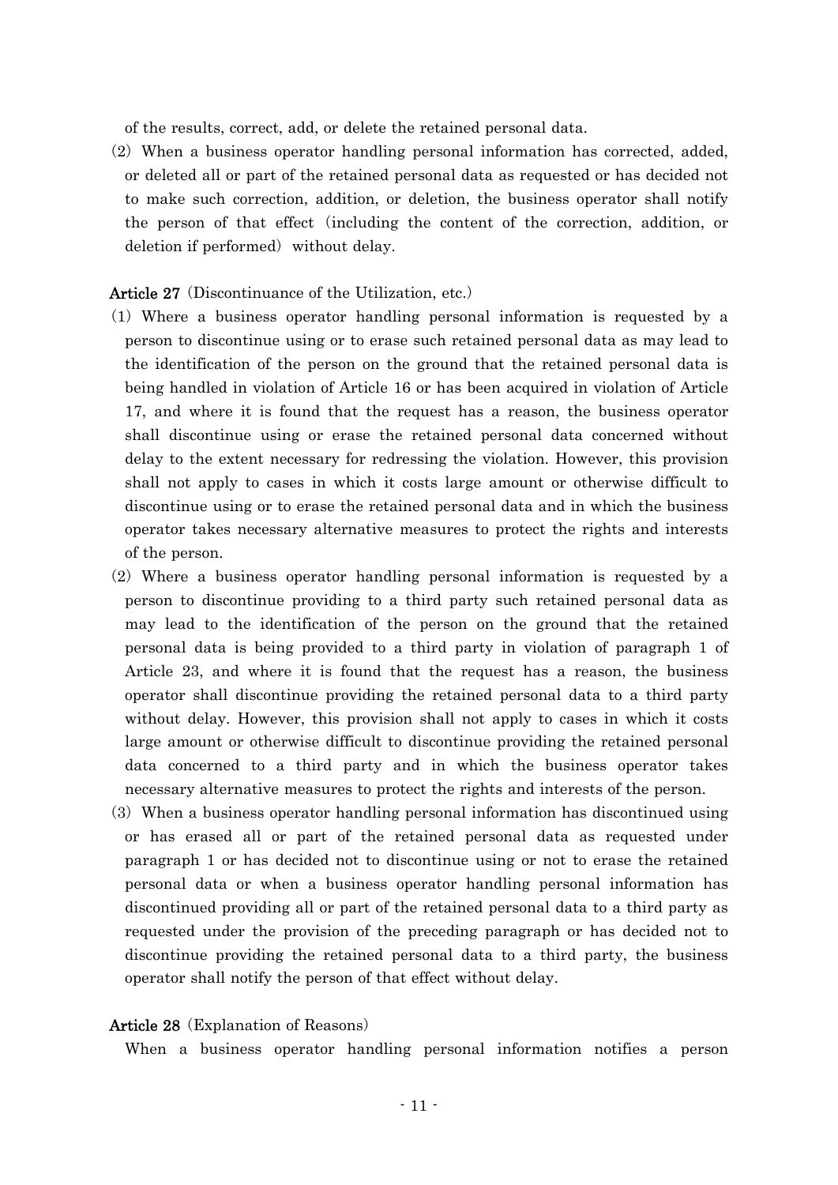of the results, correct, add, or delete the retained personal data.

(2) When a business operator handling personal information has corrected, added, or deleted all or part of the retained personal data as requested or has decided not to make such correction, addition, or deletion, the business operator shall notify the person of that effect (including the content of the correction, addition, or deletion if performed) without delay.

**Article 27** (Discontinuance of the Utilization, etc.)

(1) Where a business operator handling personal information is requested by a person to discontinue using or to erase such retained personal data as may lead to the identification of the person on the ground that the retained personal data is being handled in violation of Article 16 or has been acquired in violation of Article 17, and where it is found that the request has a reason, the business operator shall discontinue using or erase the retained personal data concerned without delay to the extent necessary for redressing the violation. However, this provision shall not apply to cases in which it costs large amount or otherwise difficult to discontinue using or to erase the retained personal data and in which the business operator takes necessary alternative measures to protect the rights and interests of the person.

(2) Where a business operator handling personal information is requested by a person to discontinue providing to a third party such retained personal data as may lead to the identification of the person on the ground that the retained personal data is being provided to a third party in violation of paragraph 1 of Article 23, and where it is found that the request has a reason, the business operator shall discontinue providing the retained personal data to a third party without delay. However, this provision shall not apply to cases in which it costs large amount or otherwise difficult to discontinue providing the retained personal data concerned to a third party and in which the business operator takes necessary alternative measures to protect the rights and interests of the person.

(3) When a business operator handling personal information has discontinued using or has erased all or part of the retained personal data as requested under paragraph 1 or has decided not to discontinue using or not to erase the retained personal data or when a business operator handling personal information has discontinued providing all or part of the retained personal data to a third party as requested under the provision of the preceding paragraph or has decided not to discontinue providing the retained personal data to a third party, the business operator shall notify the person of that effect without delay.

**Article 28** (Explanation of Reasons)

When a business operator handling personal information notifies a person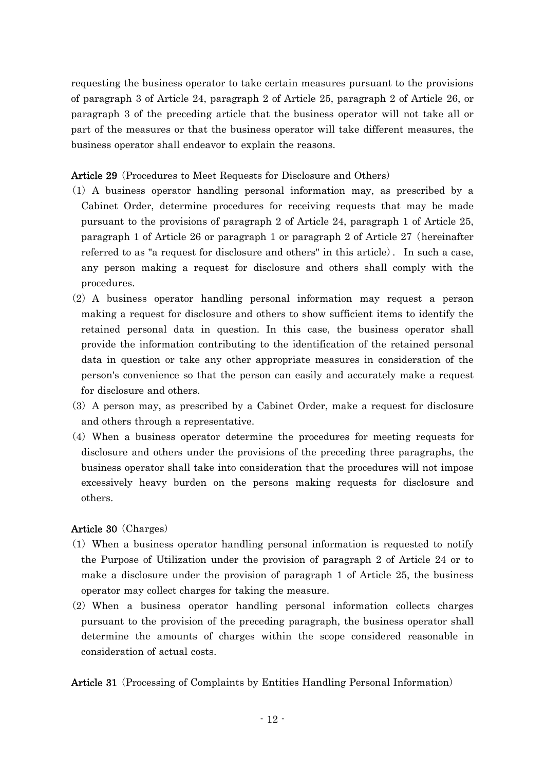requesting the business operator to take certain measures pursuant to the provisions of paragraph 3 of Article 24, paragraph 2 of Article 25, paragraph 2 of Article 26, or paragraph 3 of the preceding article that the business operator will not take all or part of the measures or that the business operator will take different measures, the business operator shall endeavor to explain the reasons.

**Article 29** (Procedures to Meet Requests for Disclosure and Others)

(1) A business operator handling personal information may, as prescribed by a Cabinet Order, determine procedures for receiving requests that may be made pursuant to the provisions of paragraph 2 of Article 24, paragraph 1 of Article 25, paragraph 1 of Article 26 or paragraph 1 or paragraph 2 of Article 27 (hereinafter referred to as "a request for disclosure and others" in this article). In such a case, any person making a request for disclosure and others shall comply with the procedures.

(2) A business operator handling personal information may request a person making a request for disclosure and others to show sufficient items to identify the retained personal data in question. In this case, the business operator shall provide the information contributing to the identification of the retained personal data in question or take any other appropriate measures in consideration of the person's convenience so that the person can easily and accurately make a request for disclosure and others.

(3) A person may, as prescribed by a Cabinet Order, make a request for disclosure and others through a representative.

(4) When a business operator determine the procedures for meeting requests for disclosure and others under the provisions of the preceding three paragraphs, the business operator shall take into consideration that the procedures will not impose excessively heavy burden on the persons making requests for disclosure and others.

**Article 30** (Charges)

(1) When a business operator handling personal information is requested to notify the Purpose of Utilization under the provision of paragraph 2 of Article 24 or to make a disclosure under the provision of paragraph 1 of Article 25, the business operator may collect charges for taking the measure.

(2) When a business operator handling personal information collects charges pursuant to the provision of the preceding paragraph, the business operator shall determine the amounts of charges within the scope considered reasonable in consideration of actual costs.

**Article 31** (Processing of Complaints by Entities Handling Personal Information)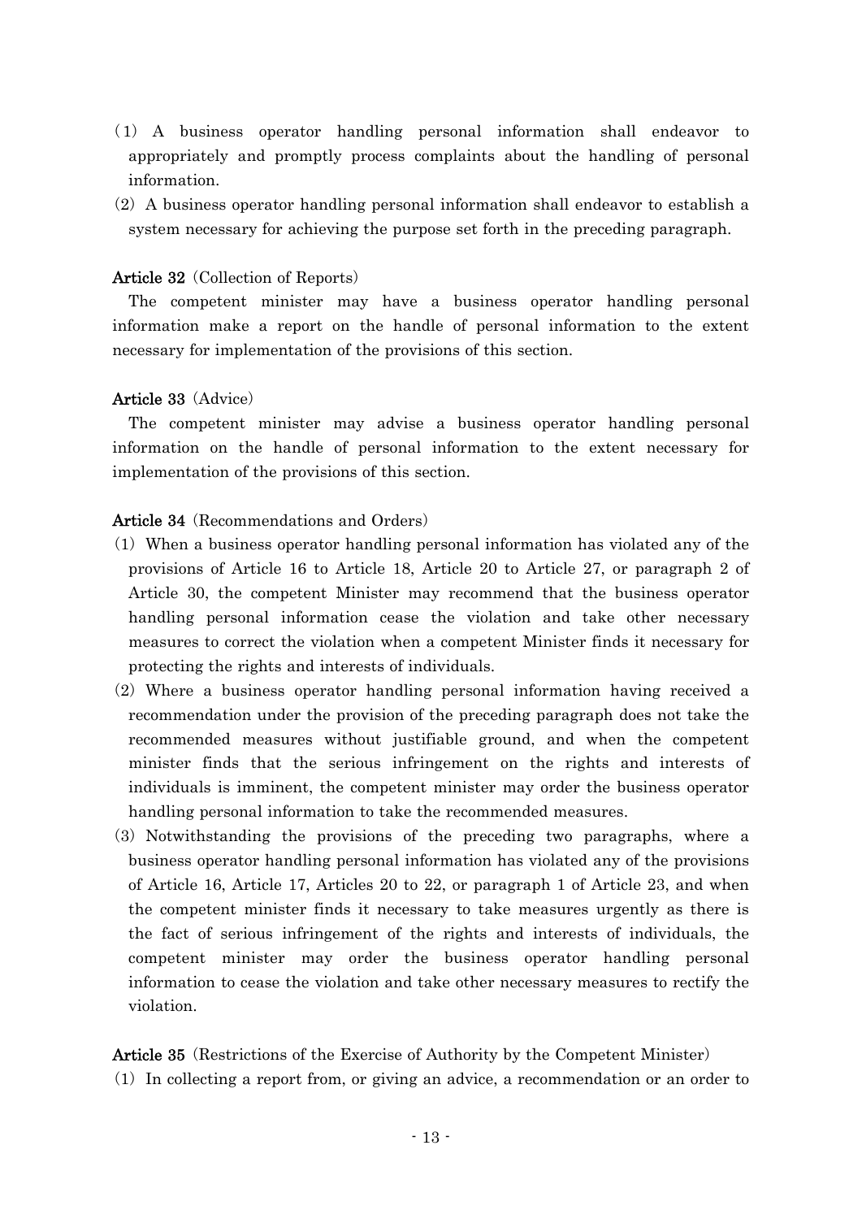(1) A business operator handling personal information shall endeavor to appropriately and promptly process complaints about the handling of personal information.

(2) A business operator handling personal information shall endeavor to establish a system necessary for achieving the purpose set forth in the preceding paragraph.

**Article 32** (Collection of Reports)

The competent minister may have a business operator handling personal information make a report on the handle of personal information to the extent necessary for implementation of the provisions of this section.

**Article 33** (Advice)

The competent minister may advise a business operator handling personal information on the handle of personal information to the extent necessary for implementation of the provisions of this section.

**Article 34** (Recommendations and Orders)

(1) When a business operator handling personal information has violated any of the provisions of Article 16 to Article 18, Article 20 to Article 27, or paragraph 2 of Article 30, the competent Minister may recommend that the business operator handling personal information cease the violation and take other necessary measures to correct the violation when a competent Minister finds it necessary for protecting the rights and interests of individuals.

(2) Where a business operator handling personal information having received a recommendation under the provision of the preceding paragraph does not take the recommended measures without justifiable ground, and when the competent minister finds that the serious infringement on the rights and interests of individuals is imminent, the competent minister may order the business operator handling personal information to take the recommended measures.

(3) Notwithstanding the provisions of the preceding two paragraphs, where a business operator handling personal information has violated any of the provisions of Article 16, Article 17, Articles 20 to 22, or paragraph 1 of Article 23, and when the competent minister finds it necessary to take measures urgently as there is the fact of serious infringement of the rights and interests of individuals, the competent minister may order the business operator handling personal information to cease the violation and take other necessary measures to rectify the violation.

**Article 35** (Restrictions of the Exercise of Authority by the Competent Minister)

(1) In collecting a report from, or giving an advice, a recommendation or an order to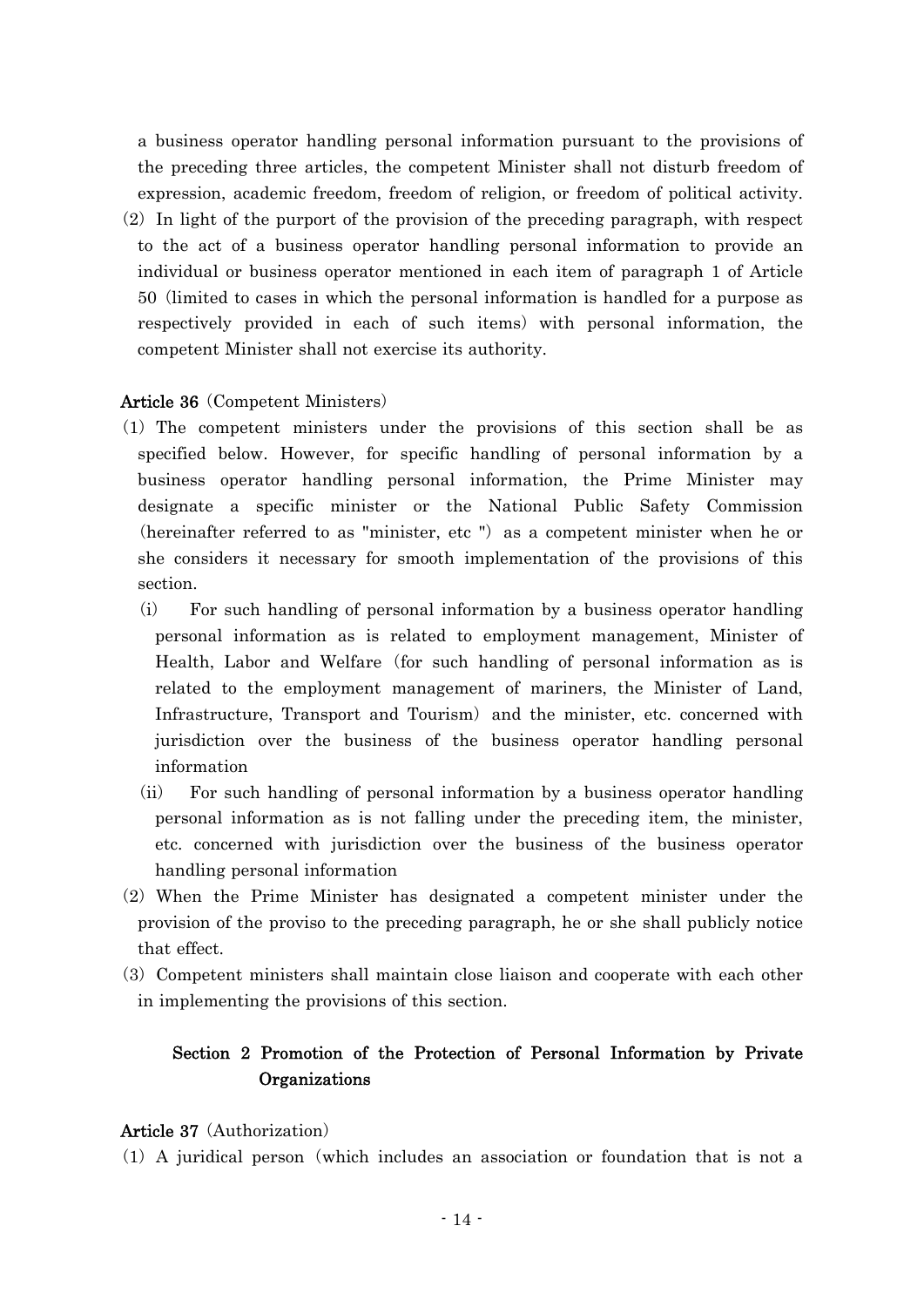a business operator handling personal information pursuant to the provisions of the preceding three articles, the competent Minister shall not disturb freedom of expression, academic freedom, freedom of religion, or freedom of political activity.

(2) In light of the purport of the provision of the preceding paragraph, with respect to the act of a business operator handling personal information to provide an individual or business operator mentioned in each item of paragraph 1 of Article 50 (limited to cases in which the personal information is handled for a purpose as respectively provided in each of such items) with personal information, the competent Minister shall not exercise its authority.

**Article 36** (Competent Ministers)

(1) The competent ministers under the provisions of this section shall be as specified below. However, for specific handling of personal information by a business operator handling personal information, the Prime Minister may designate a specific minister or the National Public Safety Commission (hereinafter referred to as "minister, etc ") as a competent minister when he or she considers it necessary for smooth implementation of the provisions of this section.

(i) For such handling of personal information by a business operator handling personal information as is related to employment management, Minister of Health, Labor and Welfare (for such handling of personal information as is related to the employment management of mariners, the Minister of Land, Infrastructure, Transport and Tourism) and the minister, etc. concerned with jurisdiction over the business of the business operator handling personal information

(ii) For such handling of personal information by a business operator handling personal information as is not falling under the preceding item, the minister, etc. concerned with jurisdiction over the business of the business operator handling personal information

(2) When the Prime Minister has designated a competent minister under the provision of the proviso to the preceding paragraph, he or she shall publicly notice that effect.

(3) Competent ministers shall maintain close liaison and cooperate with each other in implementing the provisions of this section.

## Section 2 Promotion of the Protection of Personal Information by Private Organizations

**Article 37** (Authorization)

(1) A juridical person (which includes an association or foundation that is not a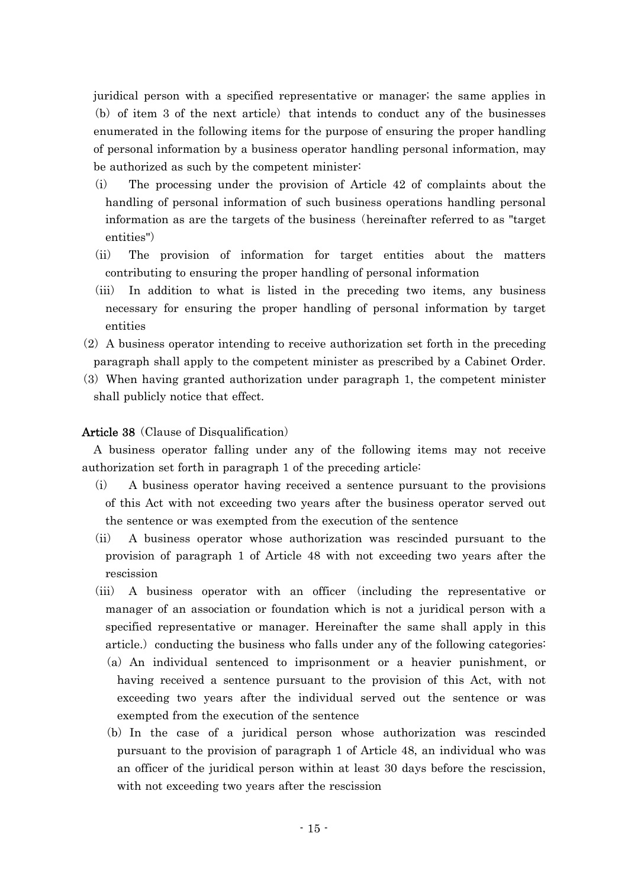juridical person with a specified representative or manager; the same applies in (b) of item 3 of the next article) that intends to conduct any of the businesses enumerated in the following items for the purpose of ensuring the proper handling of personal information by a business operator handling personal information, may be authorized as such by the competent minister:

(i) The processing under the provision of Article 42 of complaints about the handling of personal information of such business operations handling personal information as are the targets of the business (hereinafter referred to as "target entities")

(ii) The provision of information for target entities about the matters contributing to ensuring the proper handling of personal information

(iii) In addition to what is listed in the preceding two items, any business necessary for ensuring the proper handling of personal information by target entities

(2) A business operator intending to receive authorization set forth in the preceding paragraph shall apply to the competent minister as prescribed by a Cabinet Order.

(3) When having granted authorization under paragraph 1, the competent minister shall publicly notice that effect.

**Article 38** (Clause of Disqualification)

A business operator falling under any of the following items may not receive authorization set forth in paragraph 1 of the preceding article:

(i) A business operator having received a sentence pursuant to the provisions of this Act with not exceeding two years after the business operator served out the sentence or was exempted from the execution of the sentence

(ii) A business operator whose authorization was rescinded pursuant to the provision of paragraph 1 of Article 48 with not exceeding two years after the rescission

(iii) A business operator with an officer (including the representative or manager of an association or foundation which is not a juridical person with a specified representative or manager. Hereinafter the same shall apply in this article.) conducting the business who falls under any of the following categories:

(a) An individual sentenced to imprisonment or a heavier punishment, or having received a sentence pursuant to the provision of this Act, with not exceeding two years after the individual served out the sentence or was exempted from the execution of the sentence

(b) In the case of a juridical person whose authorization was rescinded pursuant to the provision of paragraph 1 of Article 48, an individual who was an officer of the juridical person within at least 30 days before the rescission, with not exceeding two years after the rescission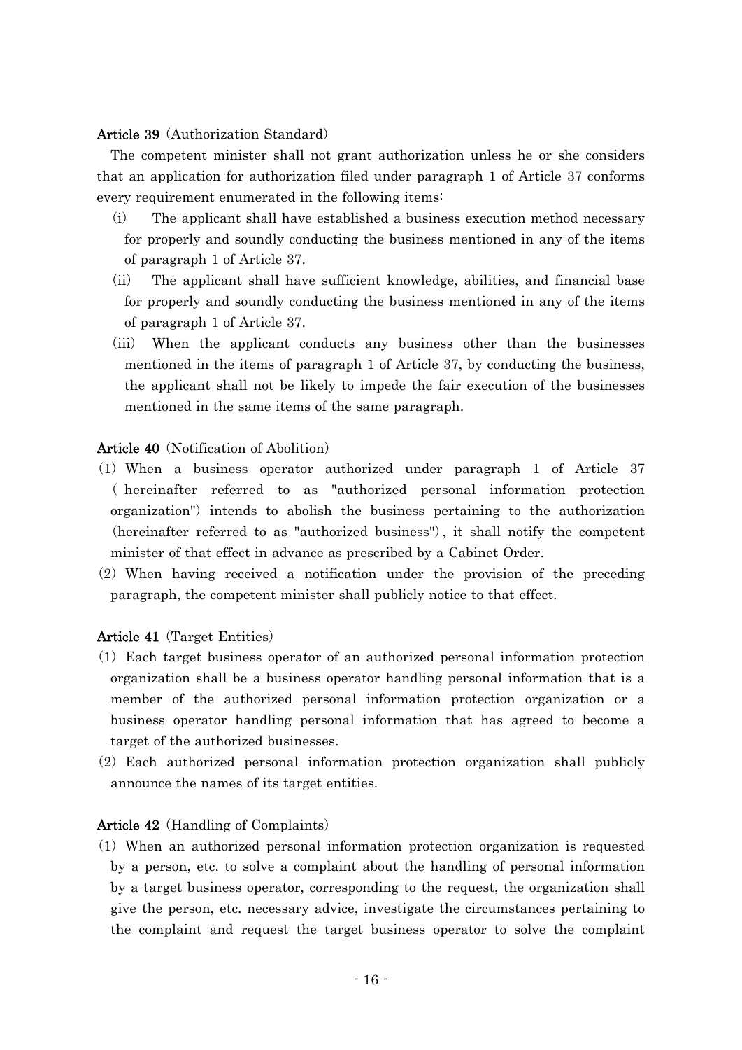**Article 39** (Authorization Standard)

The competent minister shall not grant authorization unless he or she considers that an application for authorization filed under paragraph 1 of Article 37 conforms every requirement enumerated in the following items:

(i) The applicant shall have established a business execution method necessary for properly and soundly conducting the business mentioned in any of the items of paragraph 1 of Article 37.

(ii) The applicant shall have sufficient knowledge, abilities, and financial base for properly and soundly conducting the business mentioned in any of the items of paragraph 1 of Article 37.

(iii) When the applicant conducts any business other than the businesses mentioned in the items of paragraph 1 of Article 37, by conducting the business, the applicant shall not be likely to impede the fair execution of the businesses mentioned in the same items of the same paragraph.

**Article 40** (Notification of Abolition)

(1) When a business operator authorized under paragraph 1 of Article 37 (hereinafter referred to as "authorized personal information protection organization") intends to abolish the business pertaining to the authorization (hereinafter referred to as "authorized business"), it shall notify the competent minister of that effect in advance as prescribed by a Cabinet Order.

(2) When having received a notification under the provision of the preceding paragraph, the competent minister shall publicly notice to that effect.

**Article 41** (Target Entities)

(1) Each target business operator of an authorized personal information protection organization shall be a business operator handling personal information that is a member of the authorized personal information protection organization or a business operator handling personal information that has agreed to become a target of the authorized businesses.

(2) Each authorized personal information protection organization shall publicly announce the names of its target entities.

**Article 42** (Handling of Complaints)

(1) When an authorized personal information protection organization is requested by a person, etc. to solve a complaint about the handling of personal information by a target business operator, corresponding to the request, the organization shall give the person, etc. necessary advice, investigate the circumstances pertaining to the complaint and request the target business operator to solve the complaint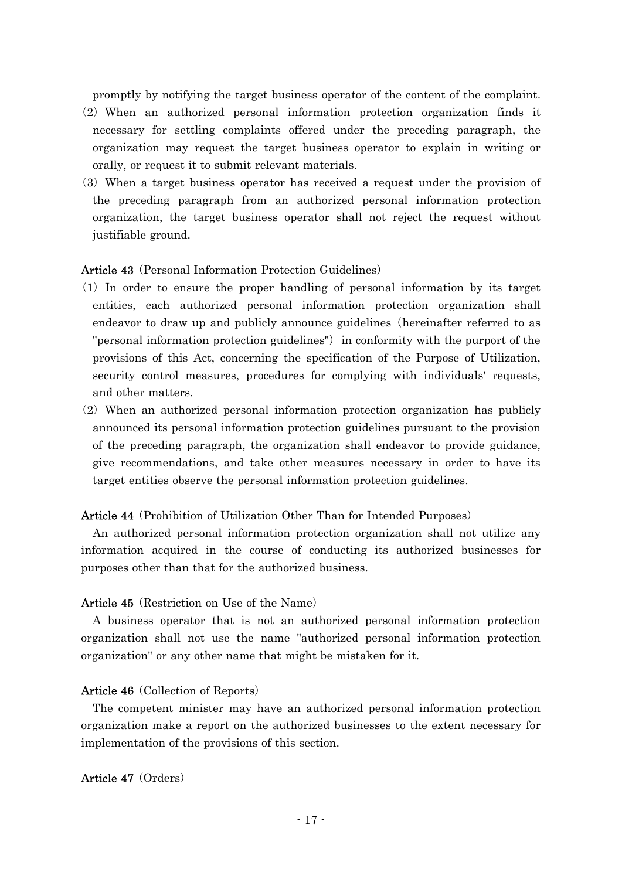promptly by notifying the target business operator of the content of the complaint.

(2) When an authorized personal information protection organization finds it necessary for settling complaints offered under the preceding paragraph, the organization may request the target business operator to explain in writing or orally, or request it to submit relevant materials.

(3) When a target business operator has received a request under the provision of the preceding paragraph from an authorized personal information protection organization, the target business operator shall not reject the request without justifiable ground.

**Article 43** (Personal Information Protection Guidelines)

(1) In order to ensure the proper handling of personal information by its target entities, each authorized personal information protection organization shall endeavor to draw up and publicly announce guidelines (hereinafter referred to as "personal information protection guidelines") in conformity with the purport of the provisions of this Act, concerning the specification of the Purpose of Utilization, security control measures, procedures for complying with individuals' requests, and other matters.

(2) When an authorized personal information protection organization has publicly announced its personal information protection guidelines pursuant to the provision of the preceding paragraph, the organization shall endeavor to provide guidance, give recommendations, and take other measures necessary in order to have its target entities observe the personal information protection guidelines.

**Article 44** (Prohibition of Utilization Other Than for Intended Purposes)

An authorized personal information protection organization shall not utilize any information acquired in the course of conducting its authorized businesses for purposes other than that for the authorized business.

**Article 45** (Restriction on Use of the Name)

A business operator that is not an authorized personal information protection organization shall not use the name "authorized personal information protection organization" or any other name that might be mistaken for it.

**Article 46** (Collection of Reports)

The competent minister may have an authorized personal information protection organization make a report on the authorized businesses to the extent necessary for implementation of the provisions of this section.

**Article 47** (Orders)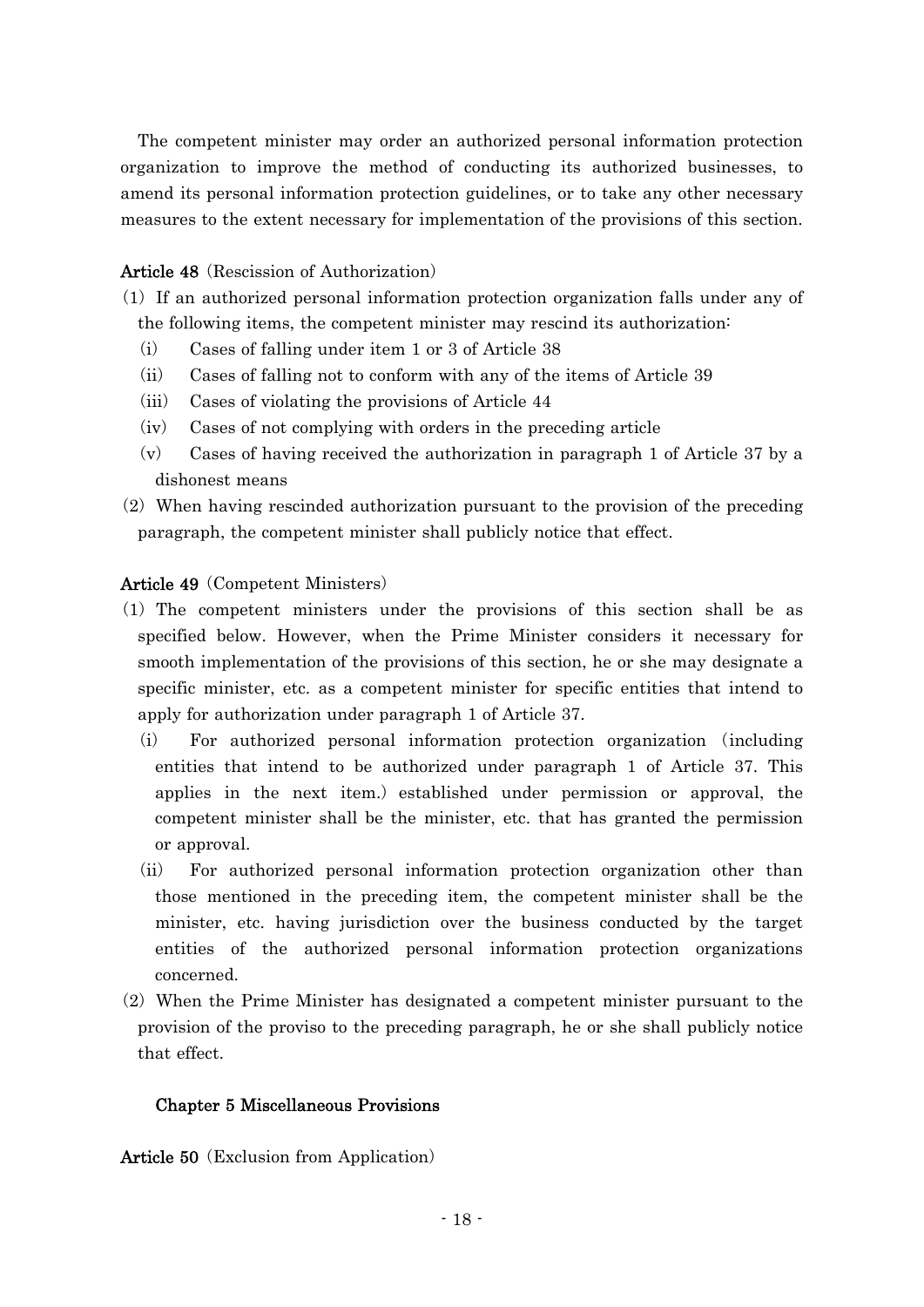The competent minister may order an authorized personal information protection organization to improve the method of conducting its authorized businesses, to amend its personal information protection guidelines, or to take any other necessary measures to the extent necessary for implementation of the provisions of this section.

**Article 48** (Rescission of Authorization)

(1) If an authorized personal information protection organization falls under any of the following items, the competent minister may rescind its authorization:

(i) Cases of falling under item 1 or 3 of Article 38

(ii) Cases of falling not to conform with any of the items of Article 39

(iii) Cases of violating the provisions of Article 44

(iv) Cases of not complying with orders in the preceding article

(v) Cases of having received the authorization in paragraph 1 of Article 37 by a dishonest means

(2) When having rescinded authorization pursuant to the provision of the preceding paragraph, the competent minister shall publicly notice that effect.

**Article 49** (Competent Ministers)

(1) The competent ministers under the provisions of this section shall be as specified below. However, when the Prime Minister considers it necessary for smooth implementation of the provisions of this section, he or she may designate a specific minister, etc. as a competent minister for specific entities that intend to apply for authorization under paragraph 1 of Article 37.

(i) For authorized personal information protection organization (including entities that intend to be authorized under paragraph 1 of Article 37. This applies in the next item.) established under permission or approval, the competent minister shall be the minister, etc. that has granted the permission or approval.

(ii) For authorized personal information protection organization other than those mentioned in the preceding item, the competent minister shall be the minister, etc. having jurisdiction over the business conducted by the target entities of the authorized personal information protection organizations concerned.

(2) When the Prime Minister has designated a competent minister pursuant to the provision of the proviso to the preceding paragraph, he or she shall publicly notice that effect.

## Chapter 5 Miscellaneous Provisions

**Article 50** (Exclusion from Application)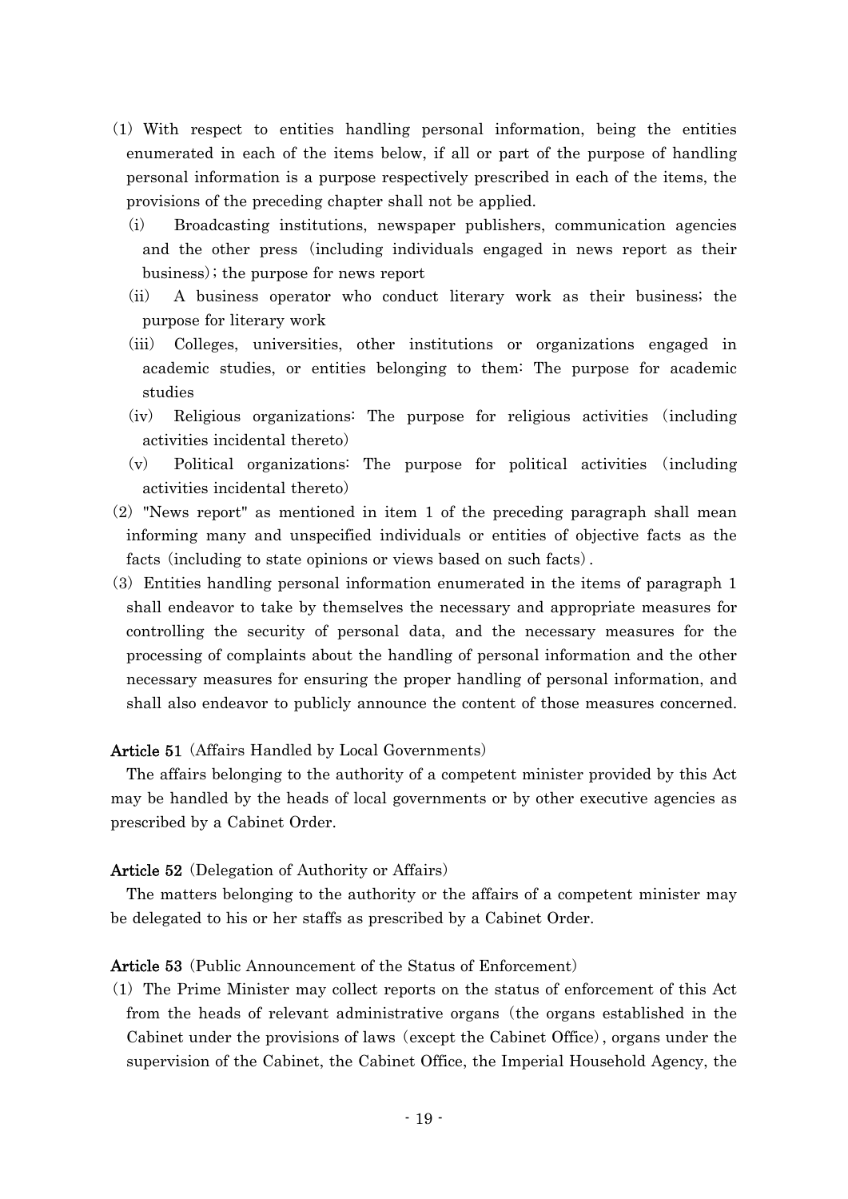(1) With respect to entities handling personal information, being the entities enumerated in each of the items below, if all or part of the purpose of handling personal information is a purpose respectively prescribed in each of the items, the provisions of the preceding chapter shall not be applied.

(i) Broadcasting institutions, newspaper publishers, communication agencies and the other press (including individuals engaged in news report as their business); the purpose for news report

(ii) A business operator who conduct literary work as their business; the purpose for literary work

(iii) Colleges, universities, other institutions or organizations engaged in academic studies, or entities belonging to them: The purpose for academic studies

(iv) Religious organizations: The purpose for religious activities (including activities incidental thereto)

(v) Political organizations: The purpose for political activities (including activities incidental thereto)

(2) "News report" as mentioned in item 1 of the preceding paragraph shall mean informing many and unspecified individuals or entities of objective facts as the facts (including to state opinions or views based on such facts).

(3) Entities handling personal information enumerated in the items of paragraph 1 shall endeavor to take by themselves the necessary and appropriate measures for controlling the security of personal data, and the necessary measures for the processing of complaints about the handling of personal information and the other necessary measures for ensuring the proper handling of personal information, and shall also endeavor to publicly announce the content of those measures concerned.

**Article 51** (Affairs Handled by Local Governments)

The affairs belonging to the authority of a competent minister provided by this Act may be handled by the heads of local governments or by other executive agencies as prescribed by a Cabinet Order.

**Article 52** (Delegation of Authority or Affairs)

The matters belonging to the authority or the affairs of a competent minister may be delegated to his or her staffs as prescribed by a Cabinet Order.

**Article 53** (Public Announcement of the Status of Enforcement)

(1) The Prime Minister may collect reports on the status of enforcement of this Act from the heads of relevant administrative organs (the organs established in the Cabinet under the provisions of laws (except the Cabinet Office), organs under the supervision of the Cabinet, the Cabinet Office, the Imperial Household Agency, the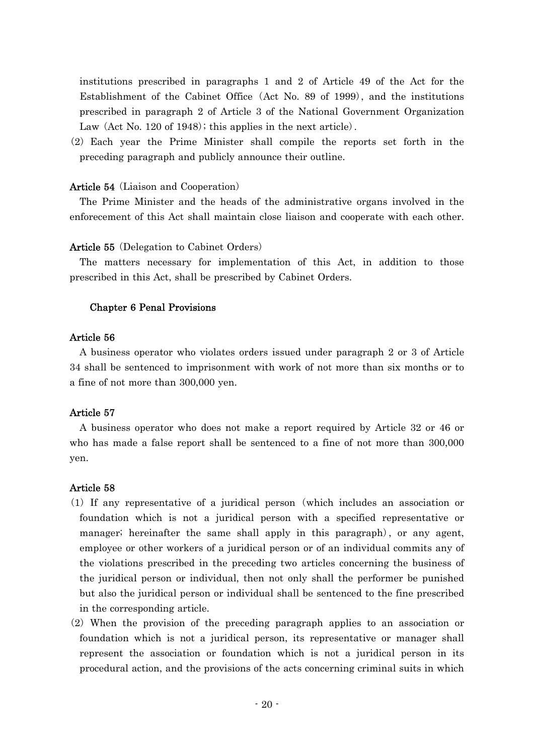institutions prescribed in paragraphs 1 and 2 of Article 49 of the Act for the Establishment of the Cabinet Office (Act No. 89 of 1999), and the institutions prescribed in paragraph 2 of Article 3 of the National Government Organization Law (Act No. 120 of 1948); this applies in the next article).

(2) Each year the Prime Minister shall compile the reports set forth in the preceding paragraph and publicly announce their outline.

**Article 54** (Liaison and Cooperation)

The Prime Minister and the heads of the administrative organs involved in the enforecement of this Act shall maintain close liaison and cooperate with each other.

**Article 55** (Delegation to Cabinet Orders)

The matters necessary for implementation of this Act, in addition to those prescribed in this Act, shall be prescribed by Cabinet Orders.

## Chapter 6 Penal Provisions

**Article 56**

A business operator who violates orders issued under paragraph 2 or 3 of Article 34 shall be sentenced to imprisonment with work of not more than six months or to a fine of not more than 300,000 yen.

**Article 57**

A business operator who does not make a report required by Article 32 or 46 or who has made a false report shall be sentenced to a fine of not more than 300,000 yen.

**Article 58**

(1) If any representative of a juridical person (which includes an association or foundation which is not a juridical person with a specified representative or manager; hereinafter the same shall apply in this paragraph), or any agent, employee or other workers of a juridical person or of an individual commits any of the violations prescribed in the preceding two articles concerning the business of the juridical person or individual, then not only shall the performer be punished but also the juridical person or individual shall be sentenced to the fine prescribed in the corresponding article.

(2) When the provision of the preceding paragraph applies to an association or foundation which is not a juridical person, its representative or manager shall represent the association or foundation which is not a juridical person in its procedural action, and the provisions of the acts concerning criminal suits in which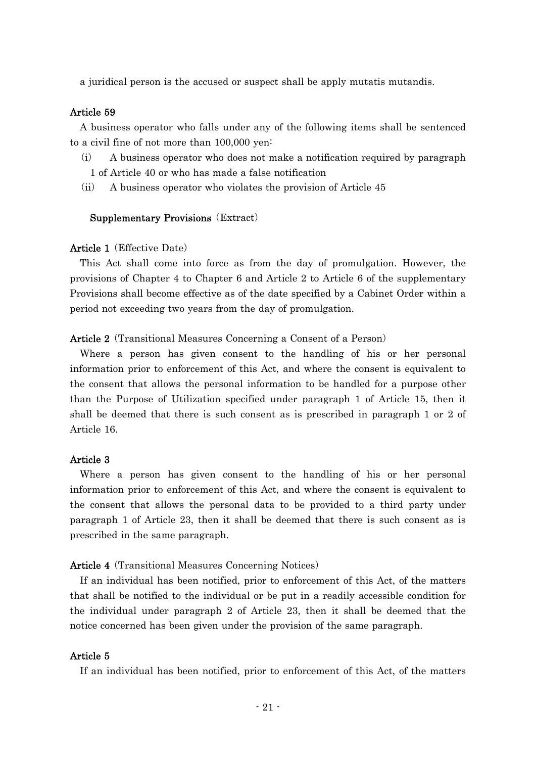a juridical person is the accused or suspect shall be apply mutatis mutandis.

### Article 59

A business operator who falls under any of the following items shall be sentenced to a civil fine of not more than 100,000 yen:

(i) A business operator who does not make a notification required by paragraph 1 of Article 40 or who has made a false notification

(ii) A business operator who violates the provision of Article 45

## Supplementary Provisions (Extract)

### Article 1 (Effective Date)

This Act shall come into force as from the day of promulgation. However, the provisions of Chapter 4 to Chapter 6 and Article 2 to Article 6 of the supplementary Provisions shall become effective as of the date specified by a Cabinet Order within a period not exceeding two years from the day of promulgation.

### Article 2 (Transitional Measures Concerning a Consent of a Person)

Where a person has given consent to the handling of his or her personal information prior to enforcement of this Act, and where the consent is equivalent to the consent that allows the personal information to be handled for a purpose other than the Purpose of Utilization specified under paragraph 1 of Article 15, then it shall be deemed that there is such consent as is prescribed in paragraph 1 or 2 of Article 16.

### Article 3

Where a person has given consent to the handling of his or her personal information prior to enforcement of this Act, and where the consent is equivalent to the consent that allows the personal data to be provided to a third party under paragraph 1 of Article 23, then it shall be deemed that there is such consent as is prescribed in the same paragraph.

### Article 4 (Transitional Measures Concerning Notices)

If an individual has been notified, prior to enforcement of this Act, of the matters that shall be notified to the individual or be put in a readily accessible condition for the individual under paragraph 2 of Article 23, then it shall be deemed that the notice concerned has been given under the provision of the same paragraph.

### Article 5

If an individual has been notified, prior to enforcement of this Act, of the matters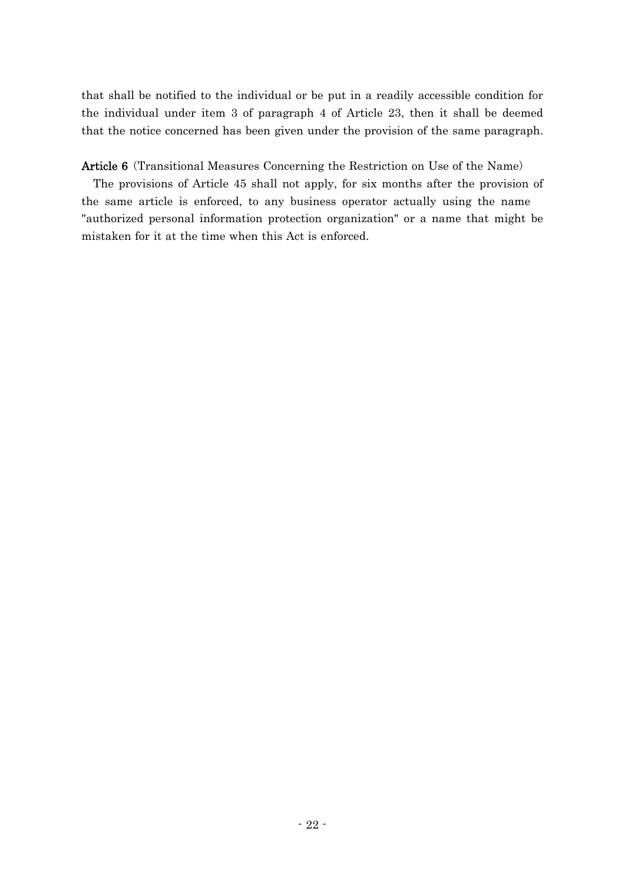that shall be notified to the individual or be put in a readily accessible condition for the individual under item 3 of paragraph 4 of Article 23, then it shall be deemed that the notice concerned has been given under the provision of the same paragraph.

**Article 6** (Transitional Measures Concerning the Restriction on Use of the Name)

The provisions of Article 45 shall not apply, for six months after the provision of the same article is enforced, to any business operator actually using the name "authorized personal information protection organization" or a name that might be mistaken for it at the time when this Act is enforced.